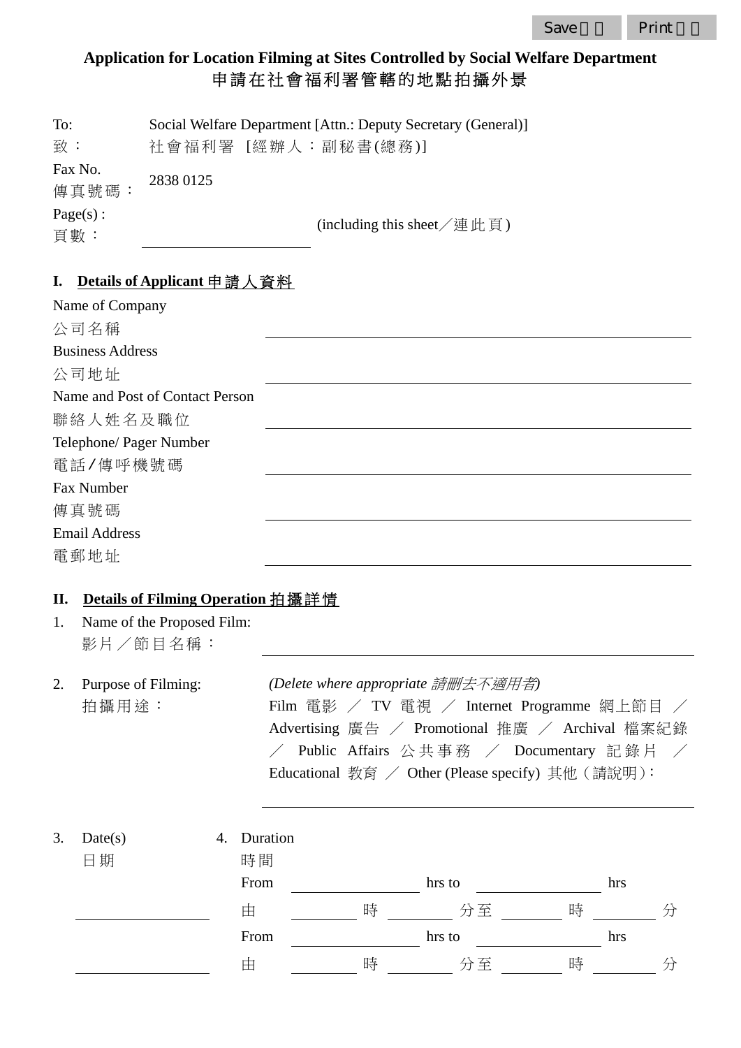Save 儲存 Print 列印

# Application for Location Filming at Sites Controlled by Social Welfare Department
# 申請在社會福利署管轄的地點拍攝外景

| | |
|---|---|
| To: 致： | Social Welfare Department [Attn.: Deputy Secretary (General)] 社會福利署 [經辦人：副秘書(總務)] |
| Fax No. 傳真號碼： | 2838 0125 |
| Page(s) : 頁數： | ______________ (including this sheet／連此頁) |

## I. Details of Applicant 申請人資料

Name of Company
公司名稱 ______________________________

Business Address
公司地址 ______________________________

Name and Post of Contact Person
聯絡人姓名及職位 ______________________________

Telephone/ Pager Number
電話/傳呼機號碼 ______________________________

Fax Number
傳真號碼 ______________________________

Email Address
電郵地址 ______________________________

## II. Details of Filming Operation 拍攝詳情

1. Name of the Proposed Film:
   影片／節目名稱： ______________________________

2. Purpose of Filming:
   拍攝用途：
   *(Delete where appropriate 請刪去不適用者)*
   Film 電影 ／ TV 電視 ／ Internet Programme 網上節目 ／ Advertising 廣告 ／ Promotional 推廣 ／ Archival 檔案紀錄 ／ Public Affairs 公共事務 ／ Documentary 記錄片 ／ Educational 教育 ／ Other (Please specify) 其他（請說明）:
   ______________________________

3. Date(s)
   日期
   ______________
   ______________

4. Duration
   時間
   From ________ hrs to ________ hrs
   由 ____ 時 ____ 分至 ____ 時 ____ 分
   From ________ hrs to ________ hrs
   由 ____ 時 ____ 分至 ____ 時 ____ 分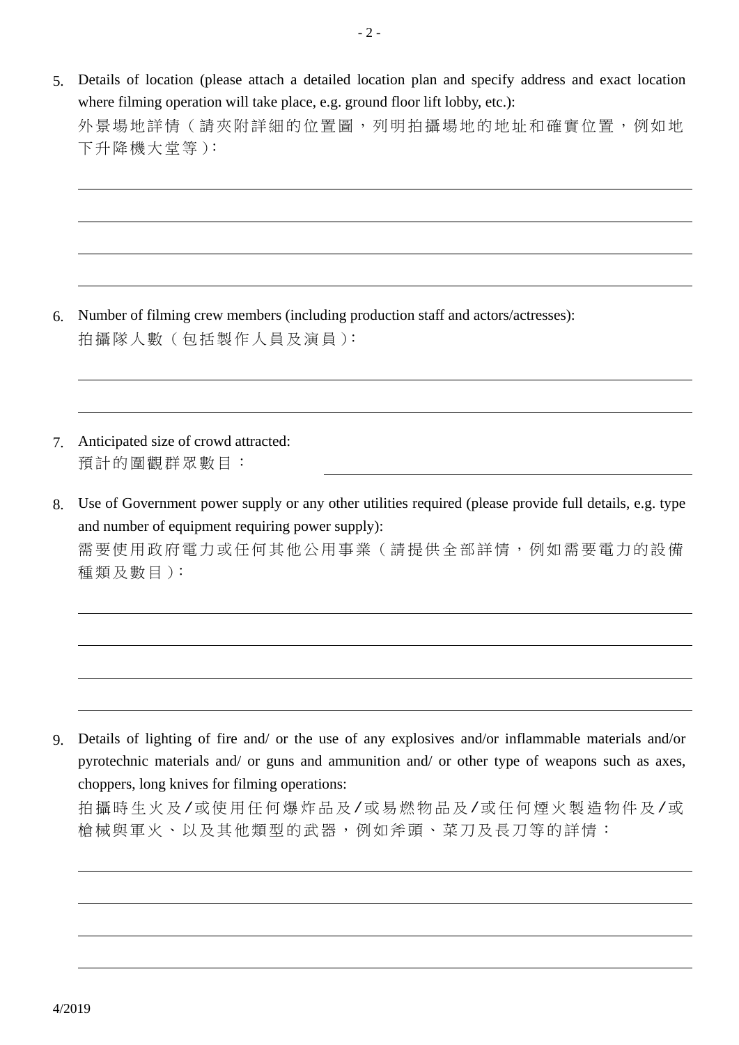5. Details of location (please attach a detailed location plan and specify address and exact location where filming operation will take place, e.g. ground floor lift lobby, etc.):
   外景場地詳情（請夾附詳細的位置圖，列明拍攝場地的地址和確實位置，例如地下升降機大堂等）:

   \_\_\_\_\_\_\_\_\_\_\_\_\_\_\_\_\_\_\_\_\_\_\_\_\_\_\_\_\_\_\_\_\_\_\_\_\_\_\_\_

   \_\_\_\_\_\_\_\_\_\_\_\_\_\_\_\_\_\_\_\_\_\_\_\_\_\_\_\_\_\_\_\_\_\_\_\_\_\_\_\_

   \_\_\_\_\_\_\_\_\_\_\_\_\_\_\_\_\_\_\_\_\_\_\_\_\_\_\_\_\_\_\_\_\_\_\_\_\_\_\_\_

   \_\_\_\_\_\_\_\_\_\_\_\_\_\_\_\_\_\_\_\_\_\_\_\_\_\_\_\_\_\_\_\_\_\_\_\_\_\_\_\_

6. Number of filming crew members (including production staff and actors/actresses):
   拍攝隊人數（包括製作人員及演員）:

   \_\_\_\_\_\_\_\_\_\_\_\_\_\_\_\_\_\_\_\_\_\_\_\_\_\_\_\_\_\_\_\_\_\_\_\_\_\_\_\_

   \_\_\_\_\_\_\_\_\_\_\_\_\_\_\_\_\_\_\_\_\_\_\_\_\_\_\_\_\_\_\_\_\_\_\_\_\_\_\_\_

7. Anticipated size of crowd attracted:
   預計的圍觀群眾數目： \_\_\_\_\_\_\_\_\_\_\_\_\_\_\_\_\_\_\_\_\_\_\_\_

8. Use of Government power supply or any other utilities required (please provide full details, e.g. type and number of equipment requiring power supply):
   需要使用政府電力或任何其他公用事業（請提供全部詳情，例如需要電力的設備種類及數目）:

   \_\_\_\_\_\_\_\_\_\_\_\_\_\_\_\_\_\_\_\_\_\_\_\_\_\_\_\_\_\_\_\_\_\_\_\_\_\_\_\_

   \_\_\_\_\_\_\_\_\_\_\_\_\_\_\_\_\_\_\_\_\_\_\_\_\_\_\_\_\_\_\_\_\_\_\_\_\_\_\_\_

   \_\_\_\_\_\_\_\_\_\_\_\_\_\_\_\_\_\_\_\_\_\_\_\_\_\_\_\_\_\_\_\_\_\_\_\_\_\_\_\_

   \_\_\_\_\_\_\_\_\_\_\_\_\_\_\_\_\_\_\_\_\_\_\_\_\_\_\_\_\_\_\_\_\_\_\_\_\_\_\_\_

9. Details of lighting of fire and/ or the use of any explosives and/or inflammable materials and/or pyrotechnic materials and/ or guns and ammunition and/ or other type of weapons such as axes, choppers, long knives for filming operations:
   拍攝時生火及/或使用任何爆炸品及/或易燃物品及/或任何煙火製造物件及/或槍械與軍火、以及其他類型的武器，例如斧頭、菜刀及長刀等的詳情：

   \_\_\_\_\_\_\_\_\_\_\_\_\_\_\_\_\_\_\_\_\_\_\_\_\_\_\_\_\_\_\_\_\_\_\_\_\_\_\_\_

   \_\_\_\_\_\_\_\_\_\_\_\_\_\_\_\_\_\_\_\_\_\_\_\_\_\_\_\_\_\_\_\_\_\_\_\_\_\_\_\_

   \_\_\_\_\_\_\_\_\_\_\_\_\_\_\_\_\_\_\_\_\_\_\_\_\_\_\_\_\_\_\_\_\_\_\_\_\_\_\_\_

   \_\_\_\_\_\_\_\_\_\_\_\_\_\_\_\_\_\_\_\_\_\_\_\_\_\_\_\_\_\_\_\_\_\_\_\_\_\_\_\_

4/2019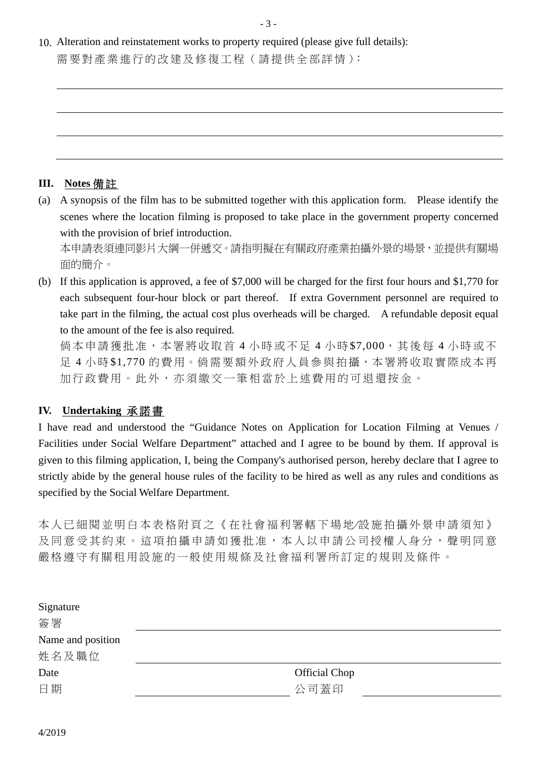10. Alteration and reinstatement works to property required (please give full details):
需要對產業進行的改建及修復工程（請提供全部詳情）:

\_\_\_\_\_\_\_\_\_\_\_\_\_\_\_\_\_\_\_\_\_\_\_\_\_\_\_\_\_\_\_\_\_\_\_\_\_\_\_\_\_\_\_\_\_\_\_\_\_\_\_\_

\_\_\_\_\_\_\_\_\_\_\_\_\_\_\_\_\_\_\_\_\_\_\_\_\_\_\_\_\_\_\_\_\_\_\_\_\_\_\_\_\_\_\_\_\_\_\_\_\_\_\_\_

\_\_\_\_\_\_\_\_\_\_\_\_\_\_\_\_\_\_\_\_\_\_\_\_\_\_\_\_\_\_\_\_\_\_\_\_\_\_\_\_\_\_\_\_\_\_\_\_\_\_\_\_

\_\_\_\_\_\_\_\_\_\_\_\_\_\_\_\_\_\_\_\_\_\_\_\_\_\_\_\_\_\_\_\_\_\_\_\_\_\_\_\_\_\_\_\_\_\_\_\_\_\_\_\_

## III. Notes 備註

(a) A synopsis of the film has to be submitted together with this application form. Please identify the scenes where the location filming is proposed to take place in the government property concerned with the provision of brief introduction.
本申請表須連同影片大綱一併遞交。請指明擬在有關政府產業拍攝外景的場景，並提供有關場面的簡介。

(b) If this application is approved, a fee of $7,000 will be charged for the first four hours and $1,770 for each subsequent four-hour block or part thereof. If extra Government personnel are required to take part in the filming, the actual cost plus overheads will be charged. A refundable deposit equal to the amount of the fee is also required.
倘本申請獲批准，本署將收取首 4 小時或不足 4 小時$7,000，其後每 4 小時或不足 4 小時$1,770 的費用。倘需要額外政府人員參與拍攝，本署將收取實際成本再加行政費用。此外，亦須繳交一筆相當於上述費用的可退還按金。

## IV. Undertaking 承諾書

I have read and understood the "Guidance Notes on Application for Location Filming at Venues / Facilities under Social Welfare Department" attached and I agree to be bound by them. If approval is given to this filming application, I, being the Company's authorised person, hereby declare that I agree to strictly abide by the general house rules of the facility to be hired as well as any rules and conditions as specified by the Social Welfare Department.

本人已細閱並明白本表格附頁之《在社會福利署轄下場地/設施拍攝外景申請須知》及同意受其約束。這項拍攝申請如獲批准，本人以申請公司授權人身分，聲明同意嚴格遵守有關租用設施的一般使用規條及社會福利署所訂定的規則及條件。

Signature
簽署 \_\_\_\_\_\_\_\_\_\_\_\_\_\_\_\_\_\_\_\_\_\_\_\_\_\_\_\_\_\_\_\_\_\_\_\_

Name and position
姓名及職位 \_\_\_\_\_\_\_\_\_\_\_\_\_\_\_\_\_\_\_\_\_\_\_\_\_\_\_\_\_\_\_\_\_\_\_\_

Date
日期 \_\_\_\_\_\_\_\_\_\_\_\_\_\_\_\_\_\_

Official Chop
公司蓋印 \_\_\_\_\_\_\_\_\_\_\_\_\_\_\_\_\_\_

4/2019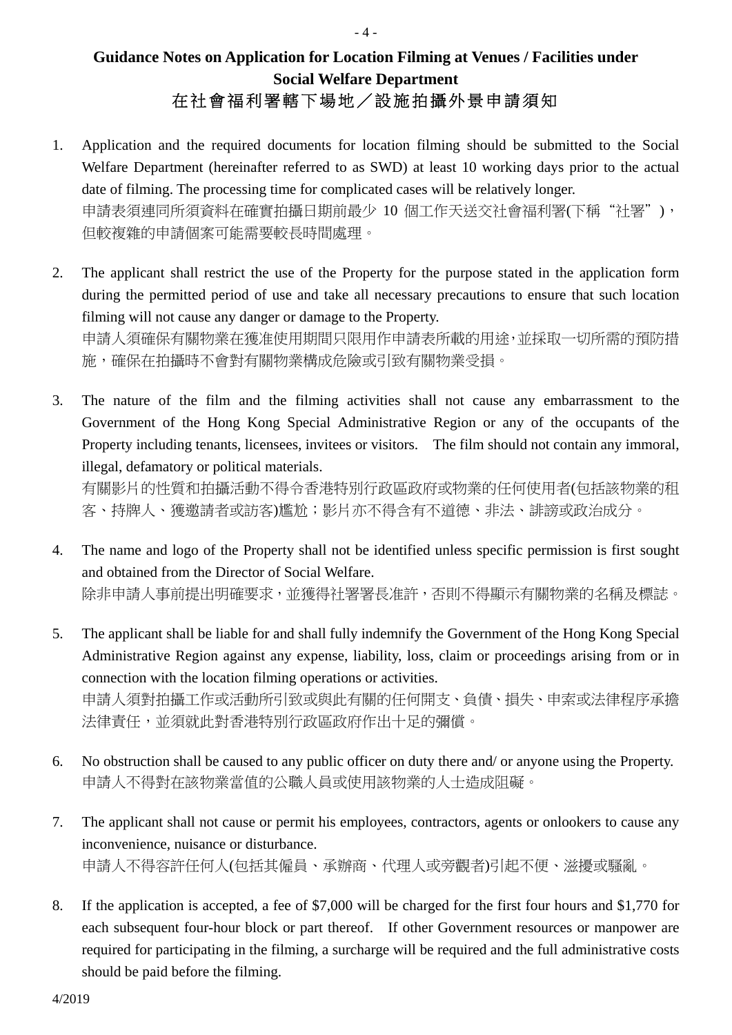# Guidance Notes on Application for Location Filming at Venues / Facilities under Social Welfare Department
# 在社會福利署轄下場地／設施拍攝外景申請須知

1. Application and the required documents for location filming should be submitted to the Social Welfare Department (hereinafter referred to as SWD) at least 10 working days prior to the actual date of filming. The processing time for complicated cases will be relatively longer.
申請表須連同所須資料在確實拍攝日期前最少 10 個工作天送交社會福利署(下稱“社署”)，但較複雜的申請個案可能需要較長時間處理。

2. The applicant shall restrict the use of the Property for the purpose stated in the application form during the permitted period of use and take all necessary precautions to ensure that such location filming will not cause any danger or damage to the Property.
申請人須確保有關物業在獲准使用期間只限用作申請表所載的用途，並採取一切所需的預防措施，確保在拍攝時不會對有關物業構成危險或引致有關物業受損。

3. The nature of the film and the filming activities shall not cause any embarrassment to the Government of the Hong Kong Special Administrative Region or any of the occupants of the Property including tenants, licensees, invitees or visitors. The film should not contain any immoral, illegal, defamatory or political materials.
有關影片的性質和拍攝活動不得令香港特別行政區政府或物業的任何使用者(包括該物業的租客、持牌人、獲邀請者或訪客)尷尬；影片亦不得含有不道德、非法、誹謗或政治成分。

4. The name and logo of the Property shall not be identified unless specific permission is first sought and obtained from the Director of Social Welfare.
除非申請人事前提出明確要求，並獲得社署署長准許，否則不得顯示有關物業的名稱及標誌。

5. The applicant shall be liable for and shall fully indemnify the Government of the Hong Kong Special Administrative Region against any expense, liability, loss, claim or proceedings arising from or in connection with the location filming operations or activities.
申請人須對拍攝工作或活動所引致或與此有關的任何開支、負債、損失、申索或法律程序承擔法律責任，並須就此對香港特別行政區政府作出十足的彌償。

6. No obstruction shall be caused to any public officer on duty there and/ or anyone using the Property.
申請人不得對在該物業當值的公職人員或使用該物業的人士造成阻礙。

7. The applicant shall not cause or permit his employees, contractors, agents or onlookers to cause any inconvenience, nuisance or disturbance.
申請人不得容許任何人(包括其僱員、承辦商、代理人或旁觀者)引起不便、滋擾或騷亂。

8. If the application is accepted, a fee of $7,000 will be charged for the first four hours and $1,770 for each subsequent four-hour block or part thereof. If other Government resources or manpower are required for participating in the filming, a surcharge will be required and the full administrative costs should be paid before the filming.

4/2019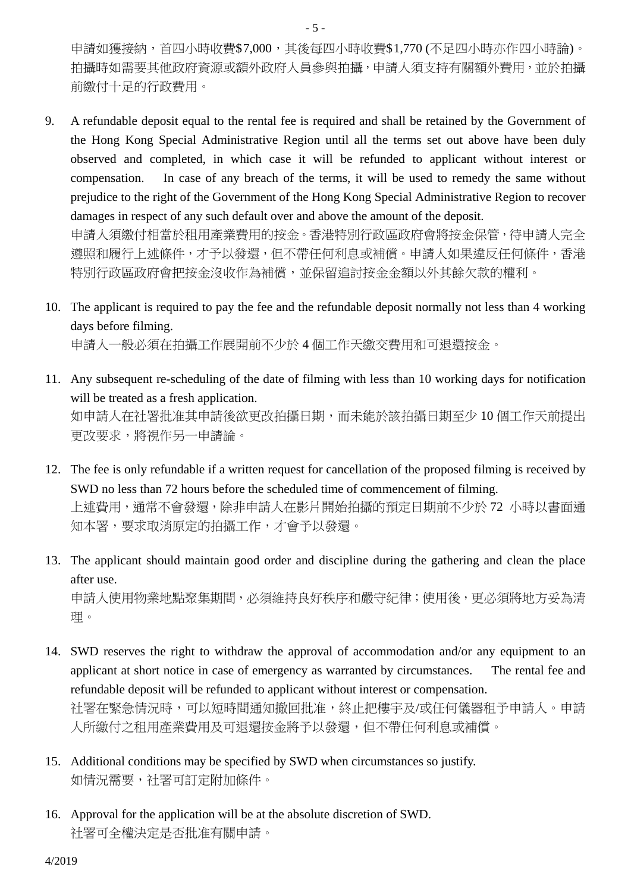申請如獲接納，首四小時收費$7,000，其後每四小時收費$1,770 (不足四小時亦作四小時論)。拍攝時如需要其他政府資源或額外政府人員參與拍攝，申請人須支持有關額外費用，並於拍攝前繳付十足的行政費用。

9. A refundable deposit equal to the rental fee is required and shall be retained by the Government of the Hong Kong Special Administrative Region until all the terms set out above have been duly observed and completed, in which case it will be refunded to applicant without interest or compensation. In case of any breach of the terms, it will be used to remedy the same without prejudice to the right of the Government of the Hong Kong Special Administrative Region to recover damages in respect of any such default over and above the amount of the deposit.
   申請人須繳付相當於租用產業費用的按金。香港特別行政區政府會將按金保管，待申請人完全遵照和履行上述條件，才予以發還，但不帶任何利息或補償。申請人如果違反任何條件，香港特別行政區政府會把按金沒收作為補償，並保留追討按金金額以外其餘欠款的權利。

10. The applicant is required to pay the fee and the refundable deposit normally not less than 4 working days before filming.
    申請人一般必須在拍攝工作展開前不少於 4 個工作天繳交費用和可退還按金。

11. Any subsequent re-scheduling of the date of filming with less than 10 working days for notification will be treated as a fresh application.
    如申請人在社署批准其申請後欲更改拍攝日期，而未能於該拍攝日期至少 10 個工作天前提出更改要求，將視作另一申請論。

12. The fee is only refundable if a written request for cancellation of the proposed filming is received by SWD no less than 72 hours before the scheduled time of commencement of filming.
    上述費用，通常不會發還，除非申請人在影片開始拍攝的預定日期前不少於 72 小時以書面通知本署，要求取消原定的拍攝工作，才會予以發還。

13. The applicant should maintain good order and discipline during the gathering and clean the place after use.
    申請人使用物業地點聚集期間，必須維持良好秩序和嚴守紀律；使用後，更必須將地方妥為清理。

14. SWD reserves the right to withdraw the approval of accommodation and/or any equipment to an applicant at short notice in case of emergency as warranted by circumstances. The rental fee and refundable deposit will be refunded to applicant without interest or compensation.
    社署在緊急情況時，可以短時間通知撤回批准，終止把樓宇及/或任何儀器租予申請人。申請人所繳付之租用產業費用及可退還按金將予以發還，但不帶任何利息或補償。

15. Additional conditions may be specified by SWD when circumstances so justify.
    如情況需要，社署可訂定附加條件。

16. Approval for the application will be at the absolute discretion of SWD.
    社署可全權決定是否批准有關申請。

4/2019